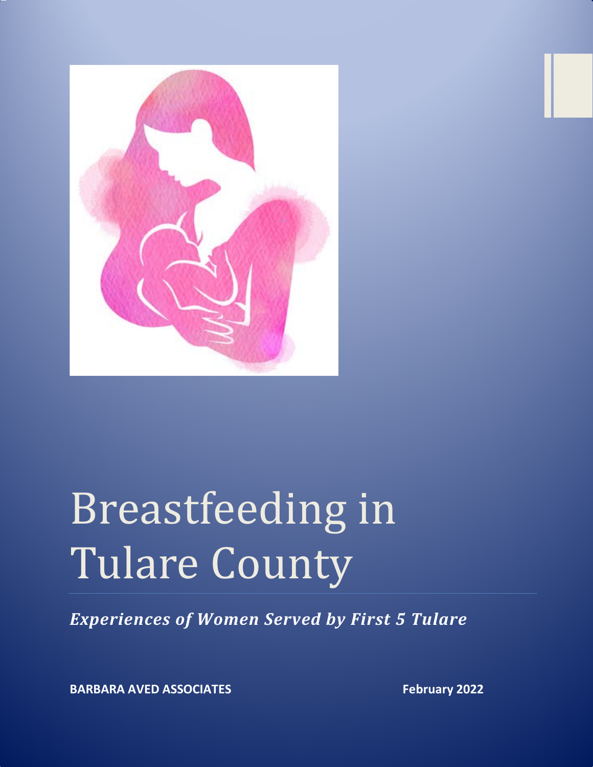# Breastfeeding in Tulare County

***Experiences of Women Served by First 5 Tulare***

**BARBARA AVED ASSOCIATES**

**February 2022**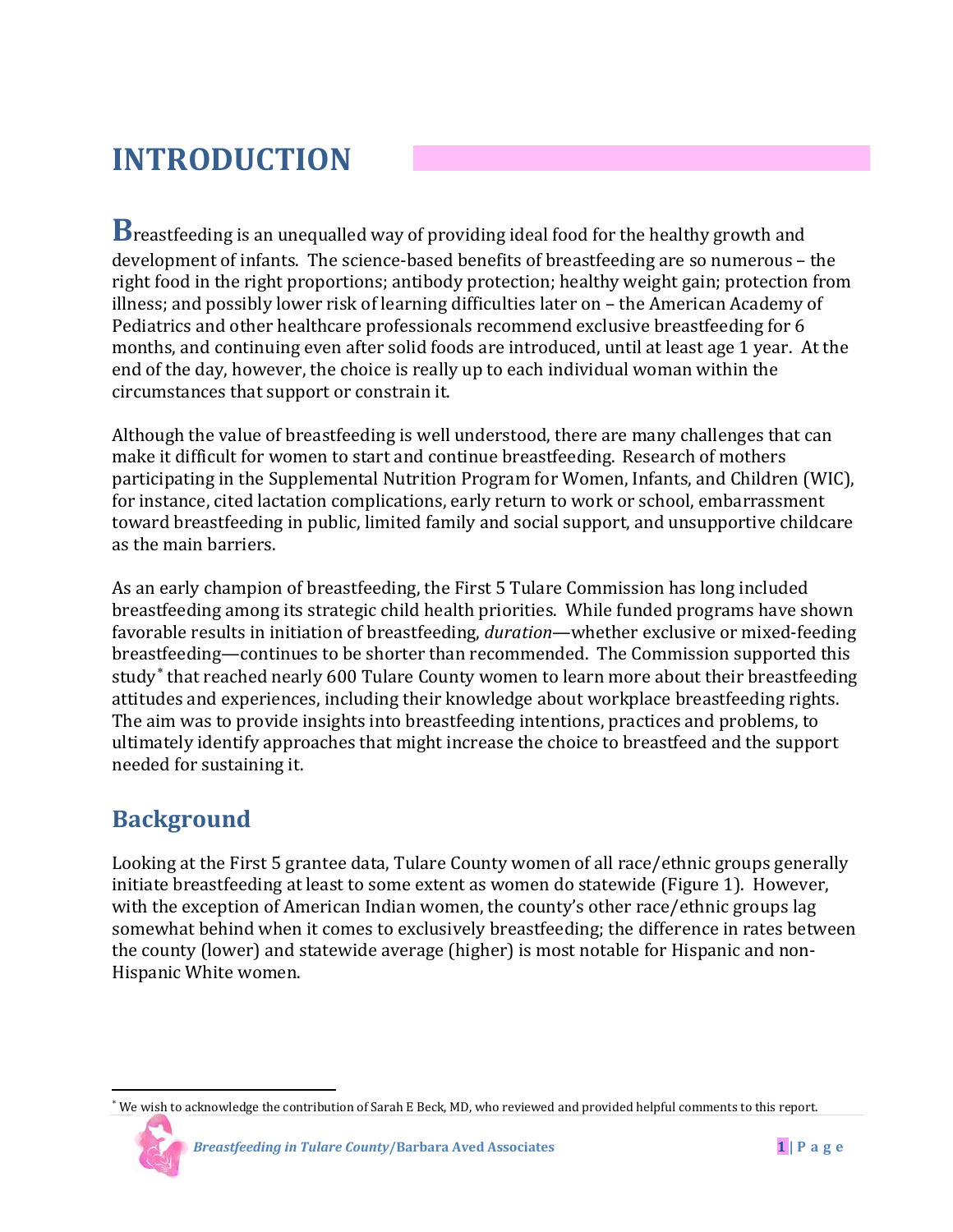# INTRODUCTION

Breastfeeding is an unequalled way of providing ideal food for the healthy growth and development of infants. The science-based benefits of breastfeeding are so numerous – the right food in the right proportions; antibody protection; healthy weight gain; protection from illness; and possibly lower risk of learning difficulties later on – the American Academy of Pediatrics and other healthcare professionals recommend exclusive breastfeeding for 6 months, and continuing even after solid foods are introduced, until at least age 1 year. At the end of the day, however, the choice is really up to each individual woman within the circumstances that support or constrain it.

Although the value of breastfeeding is well understood, there are many challenges that can make it difficult for women to start and continue breastfeeding. Research of mothers participating in the Supplemental Nutrition Program for Women, Infants, and Children (WIC), for instance, cited lactation complications, early return to work or school, embarrassment toward breastfeeding in public, limited family and social support, and unsupportive childcare as the main barriers.

As an early champion of breastfeeding, the First 5 Tulare Commission has long included breastfeeding among its strategic child health priorities. While funded programs have shown favorable results in initiation of breastfeeding, *duration*—whether exclusive or mixed-feeding breastfeeding—continues to be shorter than recommended. The Commission supported this study[*] that reached nearly 600 Tulare County women to learn more about their breastfeeding attitudes and experiences, including their knowledge about workplace breastfeeding rights. The aim was to provide insights into breastfeeding intentions, practices and problems, to ultimately identify approaches that might increase the choice to breastfeed and the support needed for sustaining it.

## Background

Looking at the First 5 grantee data, Tulare County women of all race/ethnic groups generally initiate breastfeeding at least to some extent as women do statewide (Figure 1). However, with the exception of American Indian women, the county's other race/ethnic groups lag somewhat behind when it comes to exclusively breastfeeding; the difference in rates between the county (lower) and statewide average (higher) is most notable for Hispanic and non-Hispanic White women.

[*] We wish to acknowledge the contribution of Sarah E Beck, MD, who reviewed and provided helpful comments to this report.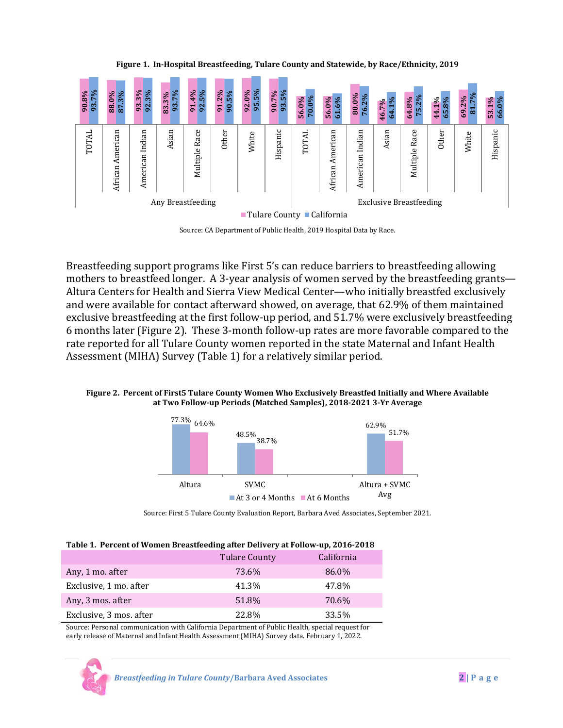**Figure 1. In-Hospital Breastfeeding, Tulare County and Statewide, by Race/Ethnicity, 2019**

| | | Tulare County | California |
|---|---|---|---|
| Any Breastfeeding | TOTAL | 90.8% | 93.7% |
| | African American | 88.0% | 87.3% |
| | American Indian | 93.3% | 92.3% |
| | Asian | 83.3% | 93.7% |
| | Multiple Race | 91.4% | 92.5% |
| | Other | 91.2% | 90.5% |
| | White | 92.0% | 95.5% |
| | Hispanic | 90.7% | 93.5% |
| Exclusive Breastfeeding | TOTAL | 56.0% | 70.0% |
| | African American | 56.0% | 61.6% |
| | American Indian | 80.0% | 76.2% |
| | Asian | 46.7% | 64.1% |
| | Multiple Race | 64.8% | 75.2% |
| | Other | 44.1% | 65.8% |
| | White | 69.2% | 81.7% |
| | Hispanic | 53.1% | 66.0% |

Source: CA Department of Public Health, 2019 Hospital Data by Race.

Breastfeeding support programs like First 5's can reduce barriers to breastfeeding allowing mothers to breastfeed longer. A 3-year analysis of women served by the breastfeeding grants—Altura Centers for Health and Sierra View Medical Center—who initially breastfed exclusively and were available for contact afterward showed, on average, that 62.9% of them maintained exclusive breastfeeding at the first follow-up period, and 51.7% were exclusively breastfeeding 6 months later (Figure 2). These 3-month follow-up rates are more favorable compared to the rate reported for all Tulare County women reported in the state Maternal and Infant Health Assessment (MIHA) Survey (Table 1) for a relatively similar period.

**Figure 2. Percent of First5 Tulare County Women Who Exclusively Breastfed Initially and Where Available at Two Follow-up Periods (Matched Samples), 2018-2021 3-Yr Average**

| | At 3 or 4 Months | At 6 Months |
|---|---|---|
| Altura | 77.3% | 64.6% |
| SVMC | 48.5% | 38.7% |
| Altura + SVMC Avg | 62.9% | 51.7% |

Source: First 5 Tulare County Evaluation Report, Barbara Aved Associates, September 2021.

**Table 1. Percent of Women Breastfeeding after Delivery at Follow-up, 2016-2018**

| | Tulare County | California |
|---|---|---|
| Any, 1 mo. after | 73.6% | 86.0% |
| Exclusive, 1 mo. after | 41.3% | 47.8% |
| Any, 3 mos. after | 51.8% | 70.6% |
| Exclusive, 3 mos. after | 22.8% | 33.5% |

Source: Personal communication with California Department of Public Health, special request for early release of Maternal and Infant Health Assessment (MIHA) Survey data. February 1, 2022.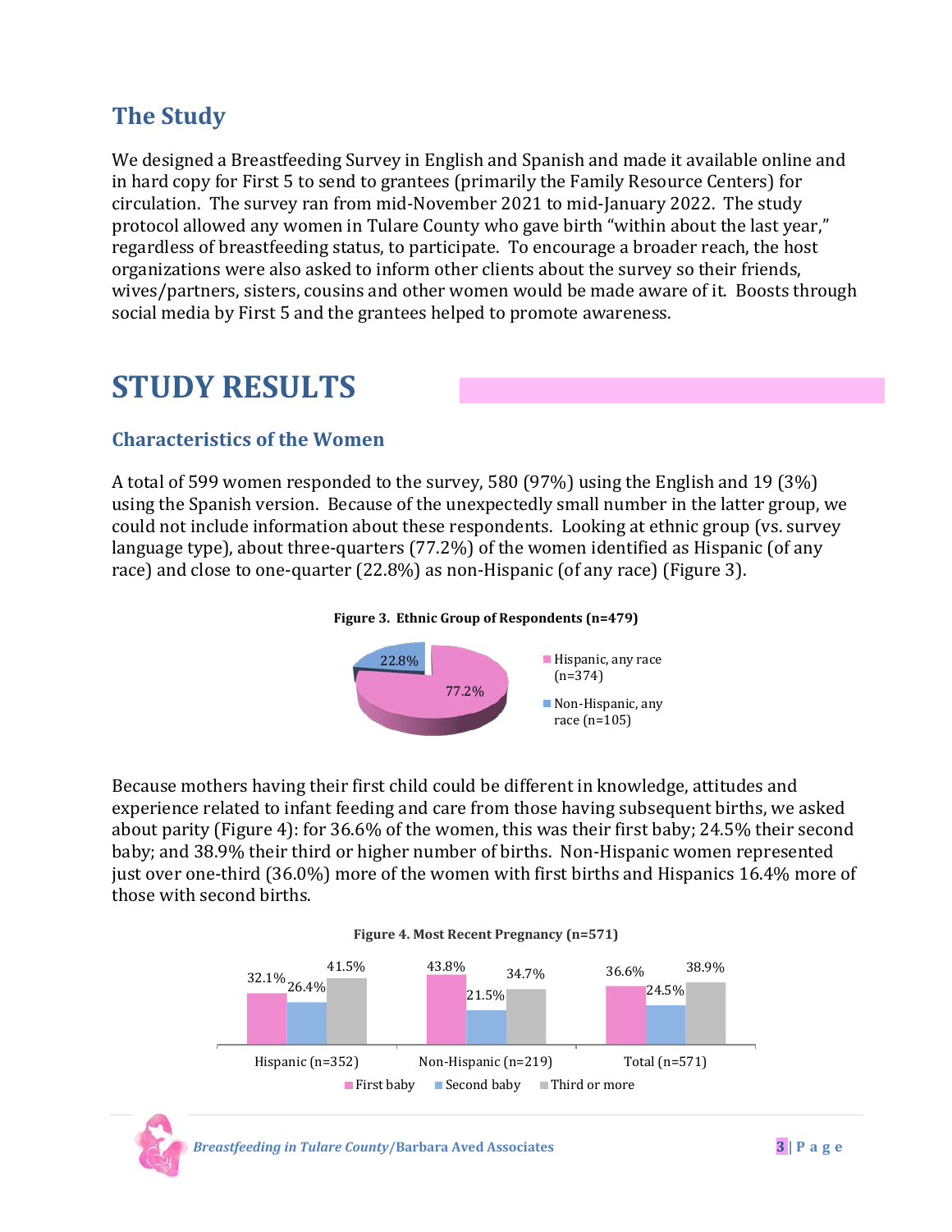## The Study

We designed a Breastfeeding Survey in English and Spanish and made it available online and in hard copy for First 5 to send to grantees (primarily the Family Resource Centers) for circulation. The survey ran from mid-November 2021 to mid-January 2022. The study protocol allowed any women in Tulare County who gave birth "within about the last year," regardless of breastfeeding status, to participate. To encourage a broader reach, the host organizations were also asked to inform other clients about the survey so their friends, wives/partners, sisters, cousins and other women would be made aware of it. Boosts through social media by First 5 and the grantees helped to promote awareness.

# STUDY RESULTS

### Characteristics of the Women

A total of 599 women responded to the survey, 580 (97%) using the English and 19 (3%) using the Spanish version. Because of the unexpectedly small number in the latter group, we could not include information about these respondents. Looking at ethnic group (vs. survey language type), about three-quarters (77.2%) of the women identified as Hispanic (of any race) and close to one-quarter (22.8%) as non-Hispanic (of any race) (Figure 3).

**Figure 3. Ethnic Group of Respondents (n=479)**

| Ethnic group | Percent |
|---|---|
| Hispanic, any race (n=374) | 77.2% |
| Non-Hispanic, any race (n=105) | 22.8% |

Because mothers having their first child could be different in knowledge, attitudes and experience related to infant feeding and care from those having subsequent births, we asked about parity (Figure 4): for 36.6% of the women, this was their first baby; 24.5% their second baby; and 38.9% their third or higher number of births. Non-Hispanic women represented just over one-third (36.0%) more of the women with first births and Hispanics 16.4% more of those with second births.

**Figure 4. Most Recent Pregnancy (n=571)**

| | First baby | Second baby | Third or more |
|---|---|---|---|
| Hispanic (n=352) | 32.1% | 26.4% | 41.5% |
| Non-Hispanic (n=219) | 43.8% | 21.5% | 34.7% |
| Total (n=571) | 36.6% | 24.5% | 38.9% |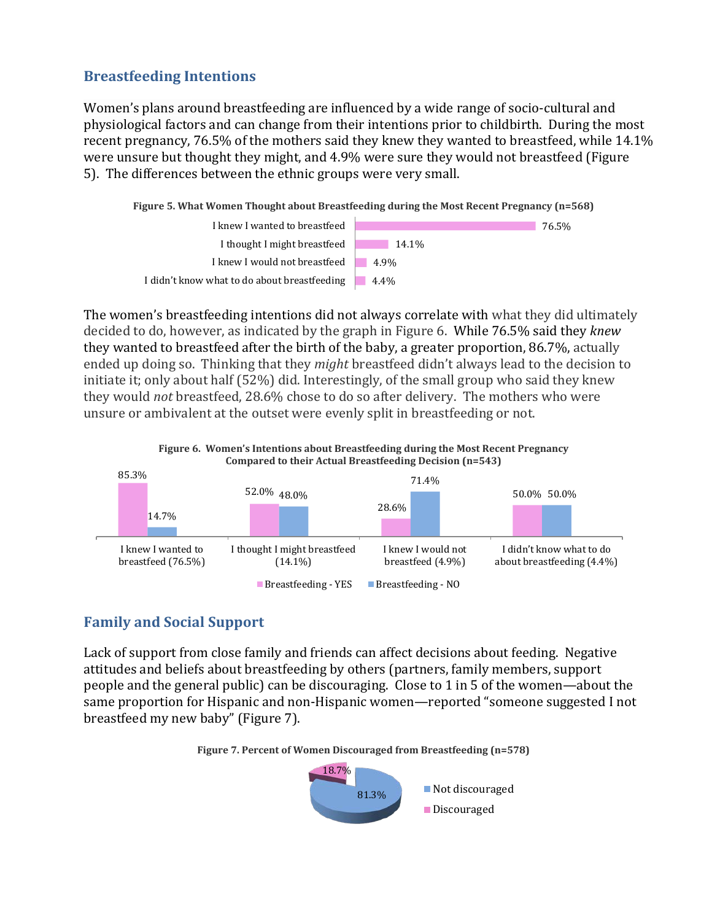## Breastfeeding Intentions

Women's plans around breastfeeding are influenced by a wide range of socio-cultural and physiological factors and can change from their intentions prior to childbirth. During the most recent pregnancy, 76.5% of the mothers said they knew they wanted to breastfeed, while 14.1% were unsure but thought they might, and 4.9% were sure they would not breastfeed (Figure 5). The differences between the ethnic groups were very small.

**Figure 5. What Women Thought about Breastfeeding during the Most Recent Pregnancy (n=568)**

| Response | Percent |
|---|---|
| I knew I wanted to breastfeed | 76.5% |
| I thought I might breastfeed | 14.1% |
| I knew I would not breastfeed | 4.9% |
| I didn't know what to do about breastfeeding | 4.4% |

The women's breastfeeding intentions did not always correlate with what they did ultimately decided to do, however, as indicated by the graph in Figure 6. While 76.5% said they *knew* they wanted to breastfeed after the birth of the baby, a greater proportion, 86.7%, actually ended up doing so. Thinking that they *might* breastfeed didn't always lead to the decision to initiate it; only about half (52%) did. Interestingly, of the small group who said they knew they would *not* breastfeed, 28.6% chose to do so after delivery. The mothers who were unsure or ambivalent at the outset were evenly split in breastfeeding or not.

**Figure 6. Women's Intentions about Breastfeeding during the Most Recent Pregnancy Compared to their Actual Breastfeeding Decision (n=543)**

| Intention | Breastfeeding - YES | Breastfeeding - NO |
|---|---|---|
| I knew I wanted to breastfeed (76.5%) | 85.3% | 14.7% |
| I thought I might breastfeed (14.1%) | 52.0% | 48.0% |
| I knew I would not breastfeed (4.9%) | 28.6% | 71.4% |
| I didn't know what to do about breastfeeding (4.4%) | 50.0% | 50.0% |

## Family and Social Support

Lack of support from close family and friends can affect decisions about feeding. Negative attitudes and beliefs about breastfeeding by others (partners, family members, support people and the general public) can be discouraging. Close to 1 in 5 of the women—about the same proportion for Hispanic and non-Hispanic women—reported "someone suggested I not breastfeed my new baby" (Figure 7).

**Figure 7. Percent of Women Discouraged from Breastfeeding (n=578)**

| Response | Percent |
|---|---|
| Not discouraged | 81.3% |
| Discouraged | 18.7% |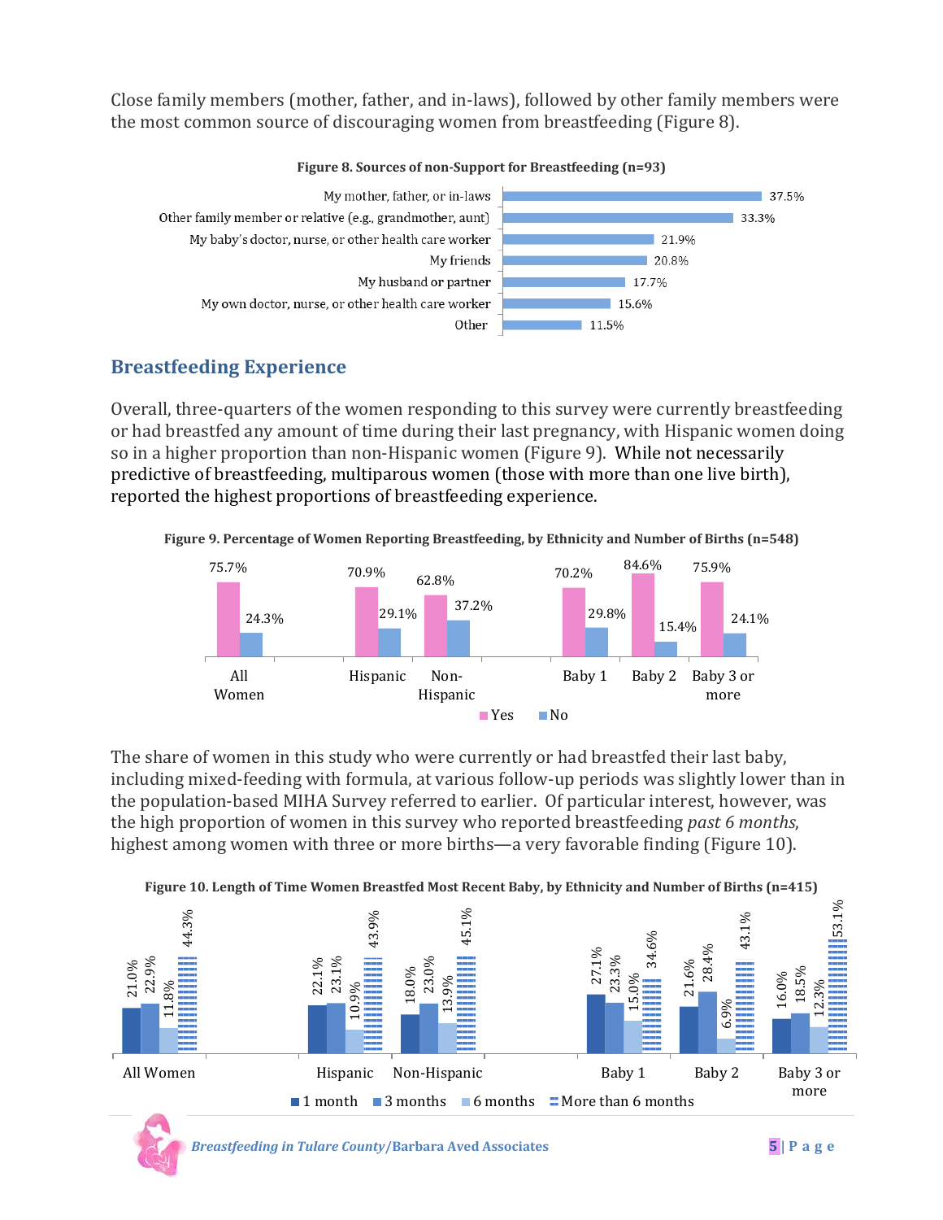Close family members (mother, father, and in-laws), followed by other family members were the most common source of discouraging women from breastfeeding (Figure 8).

**Figure 8. Sources of non-Support for Breastfeeding (n=93)**

| Source | Percent |
|---|---|
| My mother, father, or in-laws | 37.5% |
| Other family member or relative (e.g., grandmother, aunt) | 33.3% |
| My baby's doctor, nurse, or other health care worker | 21.9% |
| My friends | 20.8% |
| My husband or partner | 17.7% |
| My own doctor, nurse, or other health care worker | 15.6% |
| Other | 11.5% |

## Breastfeeding Experience

Overall, three-quarters of the women responding to this survey were currently breastfeeding or had breastfed any amount of time during their last pregnancy, with Hispanic women doing so in a higher proportion than non-Hispanic women (Figure 9). While not necessarily predictive of breastfeeding, multiparous women (those with more than one live birth), reported the highest proportions of breastfeeding experience.

**Figure 9. Percentage of Women Reporting Breastfeeding, by Ethnicity and Number of Births (n=548)**

| | Yes | No |
|---|---|---|
| All Women | 75.7% | 24.3% |
| Hispanic | 70.9% | 29.1% |
| Non-Hispanic | 62.8% | 37.2% |
| Baby 1 | 70.2% | 29.8% |
| Baby 2 | 84.6% | 15.4% |
| Baby 3 or more | 75.9% | 24.1% |

The share of women in this study who were currently or had breastfed their last baby, including mixed-feeding with formula, at various follow-up periods was slightly lower than in the population-based MIHA Survey referred to earlier. Of particular interest, however, was the high proportion of women in this survey who reported breastfeeding *past 6 months*, highest among women with three or more births—a very favorable finding (Figure 10).

**Figure 10. Length of Time Women Breastfed Most Recent Baby, by Ethnicity and Number of Births (n=415)**

| | 1 month | 3 months | 6 months | More than 6 months |
|---|---|---|---|---|
| All Women | 21.0% | 22.9% | 11.8% | 44.3% |
| Hispanic | 22.1% | 23.1% | 10.9% | 43.9% |
| Non-Hispanic | 18.0% | 23.0% | 13.9% | 45.1% |
| Baby 1 | 27.1% | 23.3% | 15.0% | 34.6% |
| Baby 2 | 21.6% | 28.4% | 6.9% | 43.1% |
| Baby 3 or more | 16.0% | 18.5% | 12.3% | 53.1% |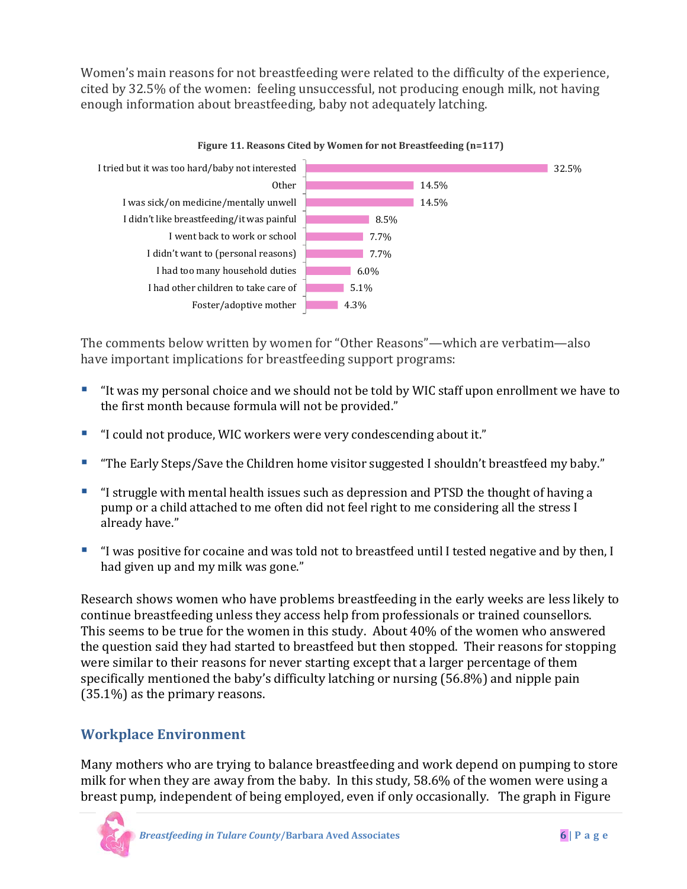Women's main reasons for not breastfeeding were related to the difficulty of the experience, cited by 32.5% of the women: feeling unsuccessful, not producing enough milk, not having enough information about breastfeeding, baby not adequately latching.

**Figure 11. Reasons Cited by Women for not Breastfeeding (n=117)**

| Reason | Percent |
|---|---|
| I tried but it was too hard/baby not interested | 32.5% |
| Other | 14.5% |
| I was sick/on medicine/mentally unwell | 14.5% |
| I didn't like breastfeeding/it was painful | 8.5% |
| I went back to work or school | 7.7% |
| I didn't want to (personal reasons) | 7.7% |
| I had too many household duties | 6.0% |
| I had other children to take care of | 5.1% |
| Foster/adoptive mother | 4.3% |

The comments below written by women for "Other Reasons"—which are verbatim—also have important implications for breastfeeding support programs:

- "It was my personal choice and we should not be told by WIC staff upon enrollment we have to the first month because formula will not be provided."
- "I could not produce, WIC workers were very condescending about it."
- "The Early Steps/Save the Children home visitor suggested I shouldn't breastfeed my baby."
- "I struggle with mental health issues such as depression and PTSD the thought of having a pump or a child attached to me often did not feel right to me considering all the stress I already have."
- "I was positive for cocaine and was told not to breastfeed until I tested negative and by then, I had given up and my milk was gone."

Research shows women who have problems breastfeeding in the early weeks are less likely to continue breastfeeding unless they access help from professionals or trained counsellors. This seems to be true for the women in this study. About 40% of the women who answered the question said they had started to breastfeed but then stopped. Their reasons for stopping were similar to their reasons for never starting except that a larger percentage of them specifically mentioned the baby's difficulty latching or nursing (56.8%) and nipple pain (35.1%) as the primary reasons.

## Workplace Environment

Many mothers who are trying to balance breastfeeding and work depend on pumping to store milk for when they are away from the baby. In this study, 58.6% of the women were using a breast pump, independent of being employed, even if only occasionally. The graph in Figure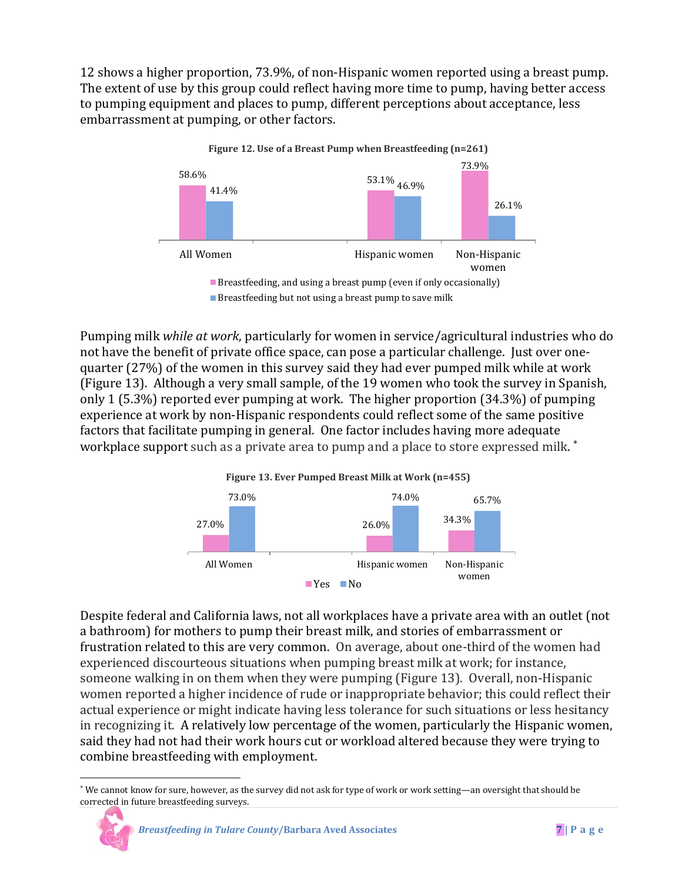12 shows a higher proportion, 73.9%, of non-Hispanic women reported using a breast pump. The extent of use by this group could reflect having more time to pump, having better access to pumping equipment and places to pump, different perceptions about acceptance, less embarrassment at pumping, or other factors.

**Figure 12. Use of a Breast Pump when Breastfeeding (n=261)**

| | All Women | Hispanic women | Non-Hispanic women |
|---|---|---|---|
| Breastfeeding, and using a breast pump (even if only occasionally) | 58.6% | 53.1% | 73.9% |
| Breastfeeding but not using a breast pump to save milk | 41.4% | 46.9% | 26.1% |

Pumping milk *while at work*, particularly for women in service/agricultural industries who do not have the benefit of private office space, can pose a particular challenge. Just over one-quarter (27%) of the women in this survey said they had ever pumped milk while at work (Figure 13). Although a very small sample, of the 19 women who took the survey in Spanish, only 1 (5.3%) reported ever pumping at work. The higher proportion (34.3%) of pumping experience at work by non-Hispanic respondents could reflect some of the same positive factors that facilitate pumping in general. One factor includes having more adequate workplace support such as a private area to pump and a place to store expressed milk. [*]

**Figure 13. Ever Pumped Breast Milk at Work (n=455)**

| | All Women | Hispanic women | Non-Hispanic women |
|---|---|---|---|
| Yes | 27.0% | 26.0% | 34.3% |
| No | 73.0% | 74.0% | 65.7% |

Despite federal and California laws, not all workplaces have a private area with an outlet (not a bathroom) for mothers to pump their breast milk, and stories of embarrassment or frustration related to this are very common. On average, about one-third of the women had experienced discourteous situations when pumping breast milk at work; for instance, someone walking in on them when they were pumping (Figure 13). Overall, non-Hispanic women reported a higher incidence of rude or inappropriate behavior; this could reflect their actual experience or might indicate having less tolerance for such situations or less hesitancy in recognizing it. A relatively low percentage of the women, particularly the Hispanic women, said they had not had their work hours cut or workload altered because they were trying to combine breastfeeding with employment.

[*] We cannot know for sure, however, as the survey did not ask for type of work or work setting—an oversight that should be corrected in future breastfeeding surveys.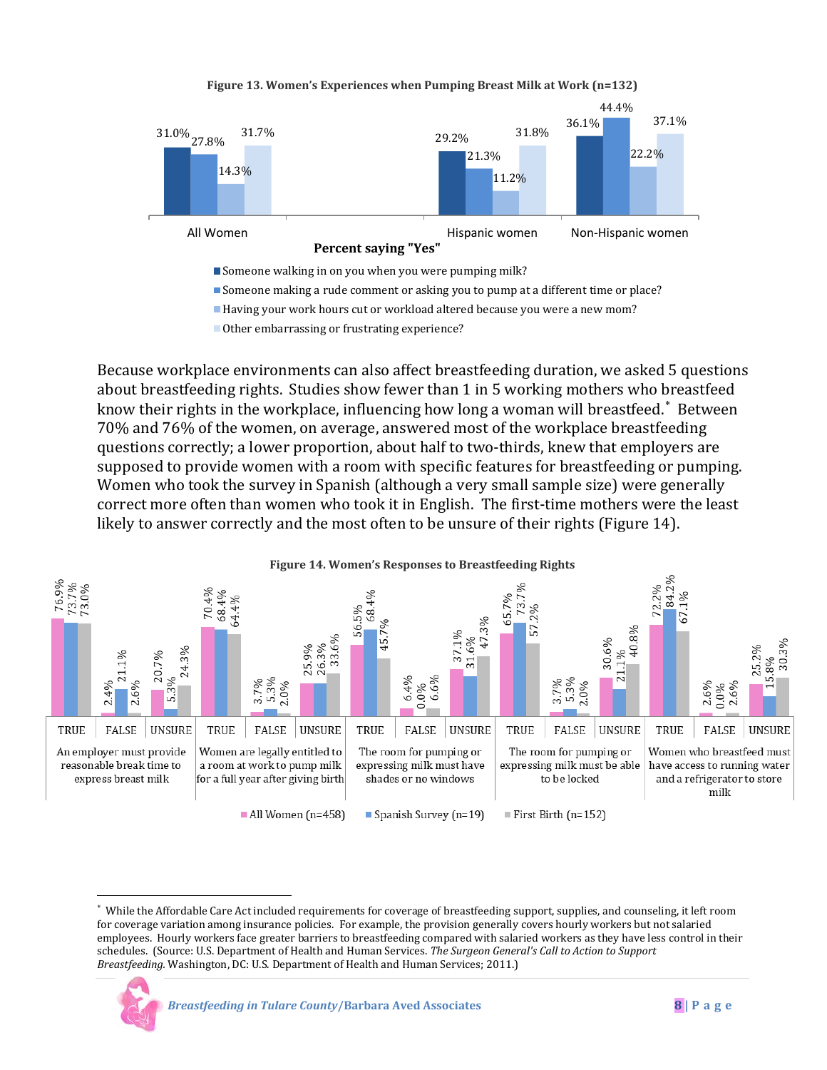**Figure 13. Women's Experiences when Pumping Breast Milk at Work (n=132)**

Percent saying "Yes"

| | All Women | Hispanic women | Non-Hispanic women |
|---|---|---|---|
| Someone walking in on you when you were pumping milk? | 31.0% | 29.2% | 36.1% |
| Someone making a rude comment or asking you to pump at a different time or place? | 27.8% | 21.3% | 44.4% |
| Having your work hours cut or workload altered because you were a new mom? | 14.3% | 11.2% | 22.2% |
| Other embarrassing or frustrating experience? | 31.7% | 31.8% | 37.1% |

Because workplace environments can also affect breastfeeding duration, we asked 5 questions about breastfeeding rights. Studies show fewer than 1 in 5 working mothers who breastfeed know their rights in the workplace, influencing how long a woman will breastfeed.* Between 70% and 76% of the women, on average, answered most of the workplace breastfeeding questions correctly; a lower proportion, about half to two-thirds, knew that employers are supposed to provide women with a room with specific features for breastfeeding or pumping. Women who took the survey in Spanish (although a very small sample size) were generally correct more often than women who took it in English. The first-time mothers were the least likely to answer correctly and the most often to be unsure of their rights (Figure 14).

**Figure 14. Women's Responses to Breastfeeding Rights**

| Statement | Response | All Women (n=458) | Spanish Survey (n=19) | First Birth (n=152) |
|---|---|---|---|---|
| An employer must provide reasonable break time to express breast milk | TRUE | 76.9% | 73.7% | 73.0% |
| | FALSE | 2.4% | 21.1% | 2.6% |
| | UNSURE | 20.7% | 5.3% | 24.3% |
| Women are legally entitled to a room at work to pump milk for a full year after giving birth | TRUE | 70.4% | 68.4% | 64.4% |
| | FALSE | 3.7% | 5.3% | 2.0% |
| | UNSURE | 25.9% | 26.3% | 33.6% |
| The room for pumping or expressing milk must have shades or no windows | TRUE | 56.5% | 68.4% | 45.7% |
| | FALSE | 6.4% | 0.0% | 6.6% |
| | UNSURE | 37.1% | 31.6% | 47.3% |
| The room for pumping or expressing milk must be able to be locked | TRUE | 65.7% | 73.7% | 57.2% |
| | FALSE | 3.7% | 5.3% | 2.0% |
| | UNSURE | 30.6% | 21.1% | 40.8% |
| Women who breastfeed must have access to running water and a refrigerator to store milk | TRUE | 72.2% | 84.2% | 67.1% |
| | FALSE | 2.6% | 0.0% | 2.6% |
| | UNSURE | 25.2% | 15.8% | 30.3% |

\* While the Affordable Care Act included requirements for coverage of breastfeeding support, supplies, and counseling, it left room for coverage variation among insurance policies. For example, the provision generally covers hourly workers but not salaried employees. Hourly workers face greater barriers to breastfeeding compared with salaried workers as they have less control in their schedules. (Source: U.S. Department of Health and Human Services. *The Surgeon General's Call to Action to Support Breastfeeding.* Washington, DC: U.S. Department of Health and Human Services; 2011.)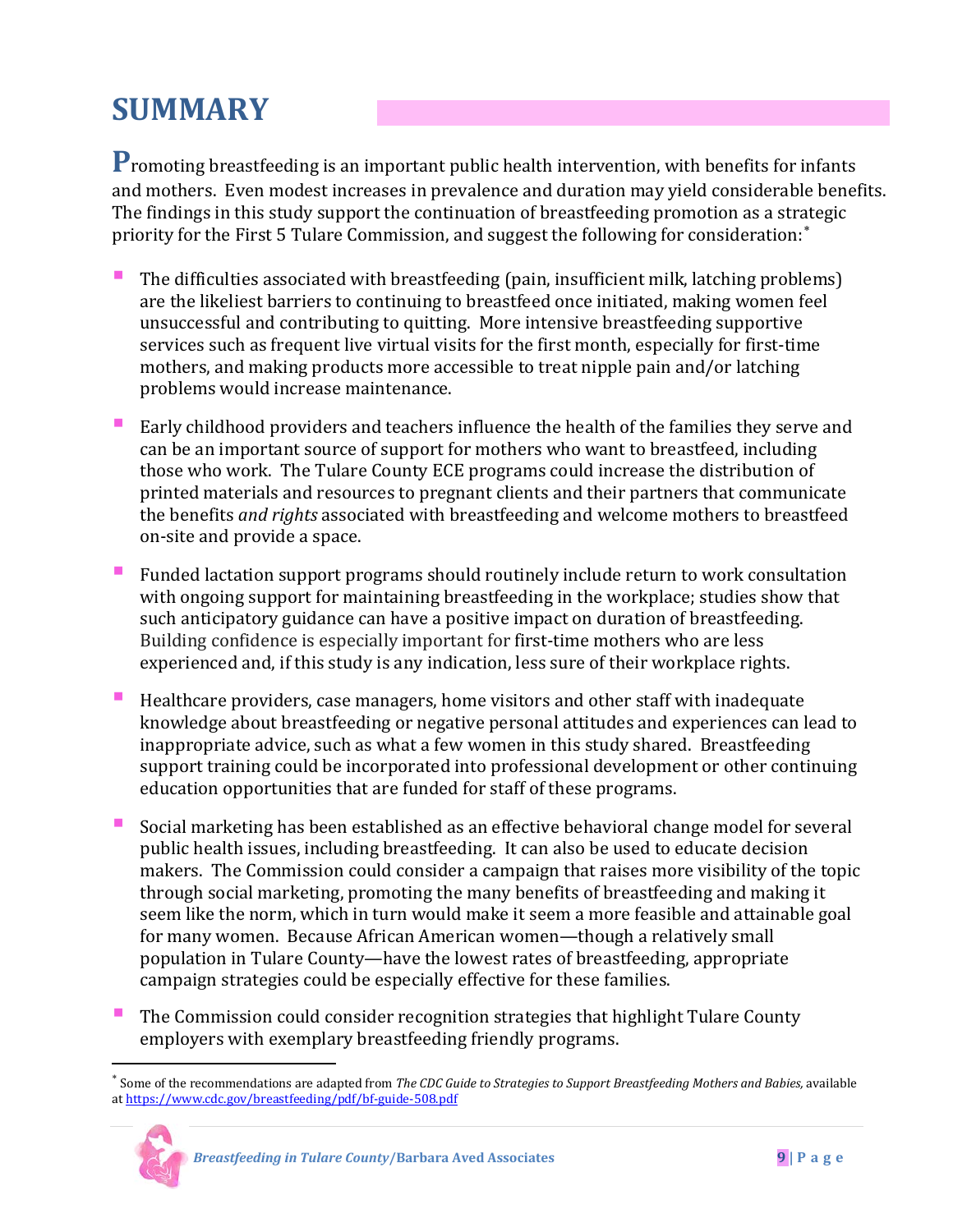# SUMMARY

Promoting breastfeeding is an important public health intervention, with benefits for infants and mothers. Even modest increases in prevalence and duration may yield considerable benefits. The findings in this study support the continuation of breastfeeding promotion as a strategic priority for the First 5 Tulare Commission, and suggest the following for consideration:*

- The difficulties associated with breastfeeding (pain, insufficient milk, latching problems) are the likeliest barriers to continuing to breastfeed once initiated, making women feel unsuccessful and contributing to quitting. More intensive breastfeeding supportive services such as frequent live virtual visits for the first month, especially for first-time mothers, and making products more accessible to treat nipple pain and/or latching problems would increase maintenance.

- Early childhood providers and teachers influence the health of the families they serve and can be an important source of support for mothers who want to breastfeed, including those who work. The Tulare County ECE programs could increase the distribution of printed materials and resources to pregnant clients and their partners that communicate the benefits *and rights* associated with breastfeeding and welcome mothers to breastfeed on-site and provide a space.

- Funded lactation support programs should routinely include return to work consultation with ongoing support for maintaining breastfeeding in the workplace; studies show that such anticipatory guidance can have a positive impact on duration of breastfeeding. Building confidence is especially important for first-time mothers who are less experienced and, if this study is any indication, less sure of their workplace rights.

- Healthcare providers, case managers, home visitors and other staff with inadequate knowledge about breastfeeding or negative personal attitudes and experiences can lead to inappropriate advice, such as what a few women in this study shared. Breastfeeding support training could be incorporated into professional development or other continuing education opportunities that are funded for staff of these programs.

- Social marketing has been established as an effective behavioral change model for several public health issues, including breastfeeding. It can also be used to educate decision makers. The Commission could consider a campaign that raises more visibility of the topic through social marketing, promoting the many benefits of breastfeeding and making it seem like the norm, which in turn would make it seem a more feasible and attainable goal for many women. Because African American women—though a relatively small population in Tulare County—have the lowest rates of breastfeeding, appropriate campaign strategies could be especially effective for these families.

- The Commission could consider recognition strategies that highlight Tulare County employers with exemplary breastfeeding friendly programs.

---

* Some of the recommendations are adapted from *The CDC Guide to Strategies to Support Breastfeeding Mothers and Babies,* available at https://www.cdc.gov/breastfeeding/pdf/bf-guide-508.pdf